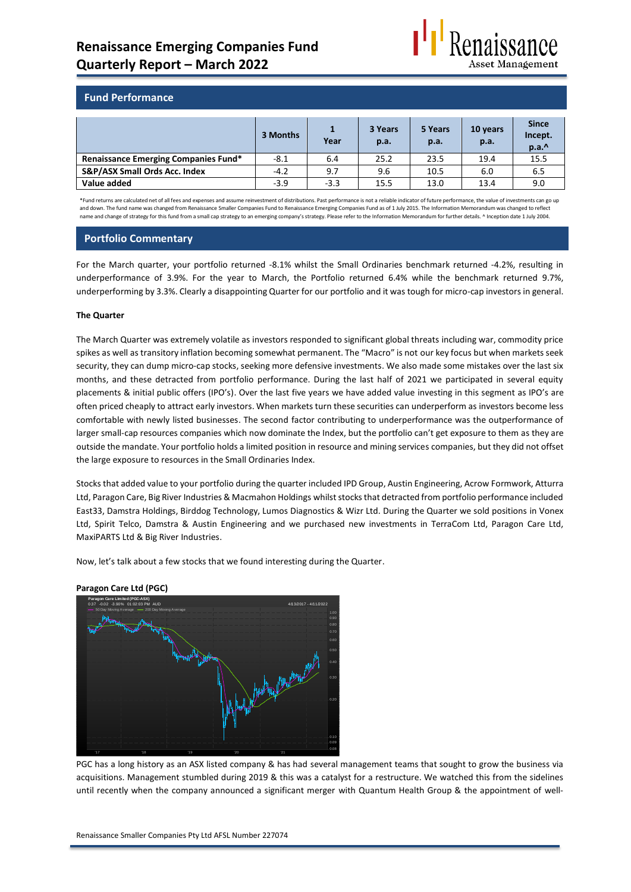# Renaissance Emerging Companies Fund
# Quarterly Report – March 2022

## Fund Performance

| | 3 Months | 1 Year | 3 Years p.a. | 5 Years p.a. | 10 years p.a. | Since Incept. p.a.^ |
|---|---|---|---|---|---|---|
| **Renaissance Emerging Companies Fund*** | -8.1 | 6.4 | 25.2 | 23.5 | 19.4 | 15.5 |
| **S&P/ASX Small Ords Acc. Index** | -4.2 | 9.7 | 9.6 | 10.5 | 6.0 | 6.5 |
| **Value added** | -3.9 | -3.3 | 15.5 | 13.0 | 13.4 | 9.0 |

*Fund returns are calculated net of all fees and expenses and assume reinvestment of distributions. Past performance is not a reliable indicator of future performance, the value of investments can go up and down. The fund name was changed from Renaissance Smaller Companies Fund to Renaissance Emerging Companies Fund as of 1 July 2015. The Information Memorandum was changed to reflect name and change of strategy for this fund from a small cap strategy to an emerging company's strategy. Please refer to the Information Memorandum for further details. ^ Inception date 1 July 2004.

## Portfolio Commentary

For the March quarter, your portfolio returned -8.1% whilst the Small Ordinaries benchmark returned -4.2%, resulting in underperformance of 3.9%. For the year to March, the Portfolio returned 6.4% while the benchmark returned 9.7%, underperforming by 3.3%. Clearly a disappointing Quarter for our portfolio and it was tough for micro-cap investors in general.

### The Quarter

The March Quarter was extremely volatile as investors responded to significant global threats including war, commodity price spikes as well as transitory inflation becoming somewhat permanent. The "Macro" is not our key focus but when markets seek security, they can dump micro-cap stocks, seeking more defensive investments. We also made some mistakes over the last six months, and these detracted from portfolio performance. During the last half of 2021 we participated in several equity placements & initial public offers (IPO's). Over the last five years we have added value investing in this segment as IPO's are often priced cheaply to attract early investors. When markets turn these securities can underperform as investors become less comfortable with newly listed businesses. The second factor contributing to underperformance was the outperformance of larger small-cap resources companies which now dominate the Index, but the portfolio can't get exposure to them as they are outside the mandate. Your portfolio holds a limited position in resource and mining services companies, but they did not offset the large exposure to resources in the Small Ordinaries Index.

Stocks that added value to your portfolio during the quarter included IPD Group, Austin Engineering, Acrow Formwork, Atturra Ltd, Paragon Care, Big River Industries & Macmahon Holdings whilst stocks that detracted from portfolio performance included East33, Damstra Holdings, Birddog Technology, Lumos Diagnostics & Wizr Ltd. During the Quarter we sold positions in Vonex Ltd, Spirit Telco, Damstra & Austin Engineering and we purchased new investments in TerraCom Ltd, Paragon Care Ltd, MaxiPARTS Ltd & Big River Industries.

Now, let's talk about a few stocks that we found interesting during the Quarter.

### Paragon Care Ltd (PGC)

PGC has a long history as an ASX listed company & has had several management teams that sought to grow the business via acquisitions. Management stumbled during 2019 & this was a catalyst for a restructure. We watched this from the sidelines until recently when the company announced a significant merger with Quantum Health Group & the appointment of well-

Renaissance Smaller Companies Pty Ltd AFSL Number 227074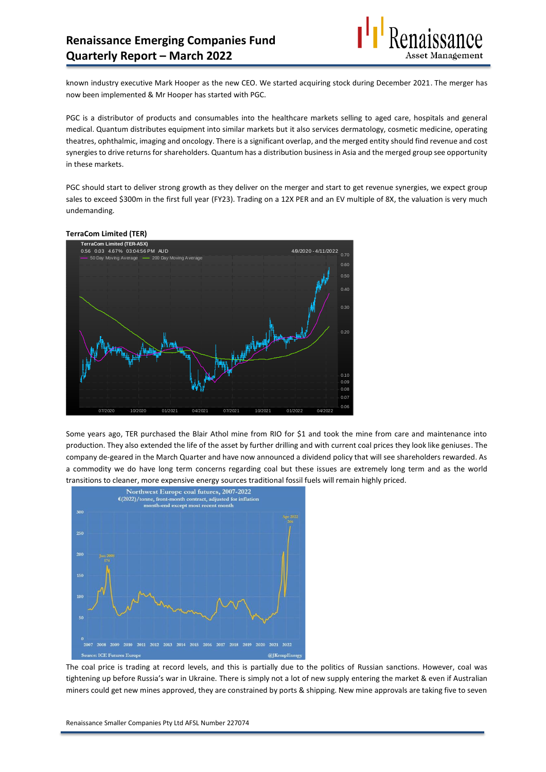known industry executive Mark Hooper as the new CEO. We started acquiring stock during December 2021. The merger has now been implemented & Mr Hooper has started with PGC.

PGC is a distributor of products and consumables into the healthcare markets selling to aged care, hospitals and general medical. Quantum distributes equipment into similar markets but it also services dermatology, cosmetic medicine, operating theatres, ophthalmic, imaging and oncology. There is a significant overlap, and the merged entity should find revenue and cost synergies to drive returns for shareholders. Quantum has a distribution business in Asia and the merged group see opportunity in these markets.

PGC should start to deliver strong growth as they deliver on the merger and start to get revenue synergies, we expect group sales to exceed $300m in the first full year (FY23). Trading on a 12X PER and an EV multiple of 8X, the valuation is very much undemanding.

**TerraCom Limited (TER)**

Some years ago, TER purchased the Blair Athol mine from RIO for $1 and took the mine from care and maintenance into production. They also extended the life of the asset by further drilling and with current coal prices they look like geniuses. The company de-geared in the March Quarter and have now announced a dividend policy that will see shareholders rewarded. As a commodity we do have long term concerns regarding coal but these issues are extremely long term and as the world transitions to cleaner, more expensive energy sources traditional fossil fuels will remain highly priced.

The coal price is trading at record levels, and this is partially due to the politics of Russian sanctions. However, coal was tightening up before Russia's war in Ukraine. There is simply not a lot of new supply entering the market & even if Australian miners could get new mines approved, they are constrained by ports & shipping. New mine approvals are taking five to seven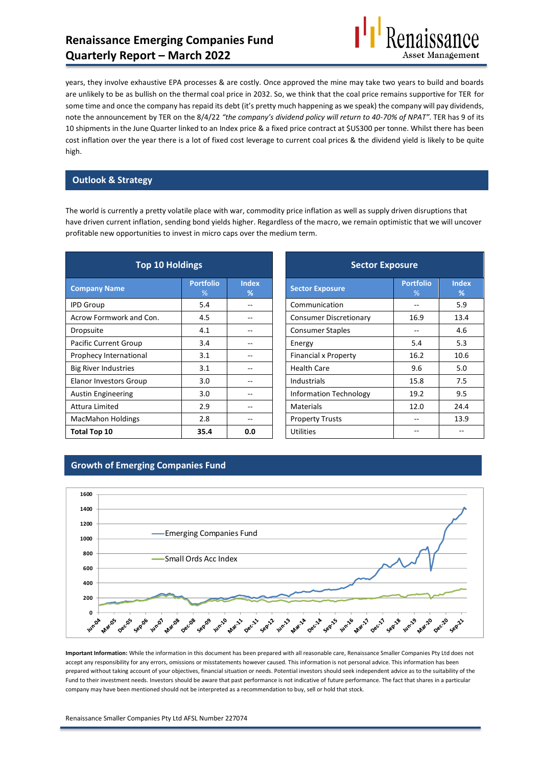years, they involve exhaustive EPA processes & are costly. Once approved the mine may take two years to build and boards are unlikely to be as bullish on the thermal coal price in 2032. So, we think that the coal price remains supportive for TER for some time and once the company has repaid its debt (it's pretty much happening as we speak) the company will pay dividends, note the announcement by TER on the 8/4/22 *"the company's dividend policy will return to 40-70% of NPAT"*. TER has 9 of its 10 shipments in the June Quarter linked to an Index price & a fixed price contract at $US300 per tonne. Whilst there has been cost inflation over the year there is a lot of fixed cost leverage to current coal prices & the dividend yield is likely to be quite high.

## Outlook & Strategy

The world is currently a pretty volatile place with war, commodity price inflation as well as supply driven disruptions that have driven current inflation, sending bond yields higher. Regardless of the macro, we remain optimistic that we will uncover profitable new opportunities to invest in micro caps over the medium term.

**Top 10 Holdings**

| Company Name | Portfolio % | Index % |
|---|---|---|
| IPD Group | 5.4 | -- |
| Acrow Formwork and Con. | 4.5 | -- |
| Dropsuite | 4.1 | -- |
| Pacific Current Group | 3.4 | -- |
| Prophecy International | 3.1 | -- |
| Big River Industries | 3.1 | -- |
| Elanor Investors Group | 3.0 | -- |
| Austin Engineering | 3.0 | -- |
| Attura Limited | 2.9 | -- |
| MacMahon Holdings | 2.8 | -- |
| **Total Top 10** | **35.4** | **0.0** |

**Sector Exposure**

| Sector Exposure | Portfolio % | Index % |
|---|---|---|
| Communication | -- | 5.9 |
| Consumer Discretionary | 16.9 | 13.4 |
| Consumer Staples | -- | 4.6 |
| Energy | 5.4 | 5.3 |
| Financial x Property | 16.2 | 10.6 |
| Health Care | 9.6 | 5.0 |
| Industrials | 15.8 | 7.5 |
| Information Technology | 19.2 | 9.5 |
| Materials | 12.0 | 24.4 |
| Property Trusts | -- | 13.9 |
| Utilities | -- | -- |

## Growth of Emerging Companies Fund

1600
1400
1200
1000
800
600
400
200
0

Emerging Companies Fund
Small Ords Acc Index

Jun-04, Mar-05, Dec-05, Sep-06, Jun-07, Mar-08, Dec-08, Sep-09, Jun-10, Mar-11, Dec-11, Sep-12, Jun-13, Mar-14, Dec-14, Sep-15, Jun-16, Mar-17, Dec-17, Sep-18, Jun-19, Mar-20, Dec-20, Sep-21

**Important Information:** While the information in this document has been prepared with all reasonable care, Renaissance Smaller Companies Pty Ltd does not accept any responsibility for any errors, omissions or misstatements however caused. This information is not personal advice. This information has been prepared without taking account of your objectives, financial situation or needs. Potential investors should seek independent advice as to the suitability of the Fund to their investment needs. Investors should be aware that past performance is not indicative of future performance. The fact that shares in a particular company may have been mentioned should not be interpreted as a recommendation to buy, sell or hold that stock.

Renaissance Smaller Companies Pty Ltd AFSL Number 227074